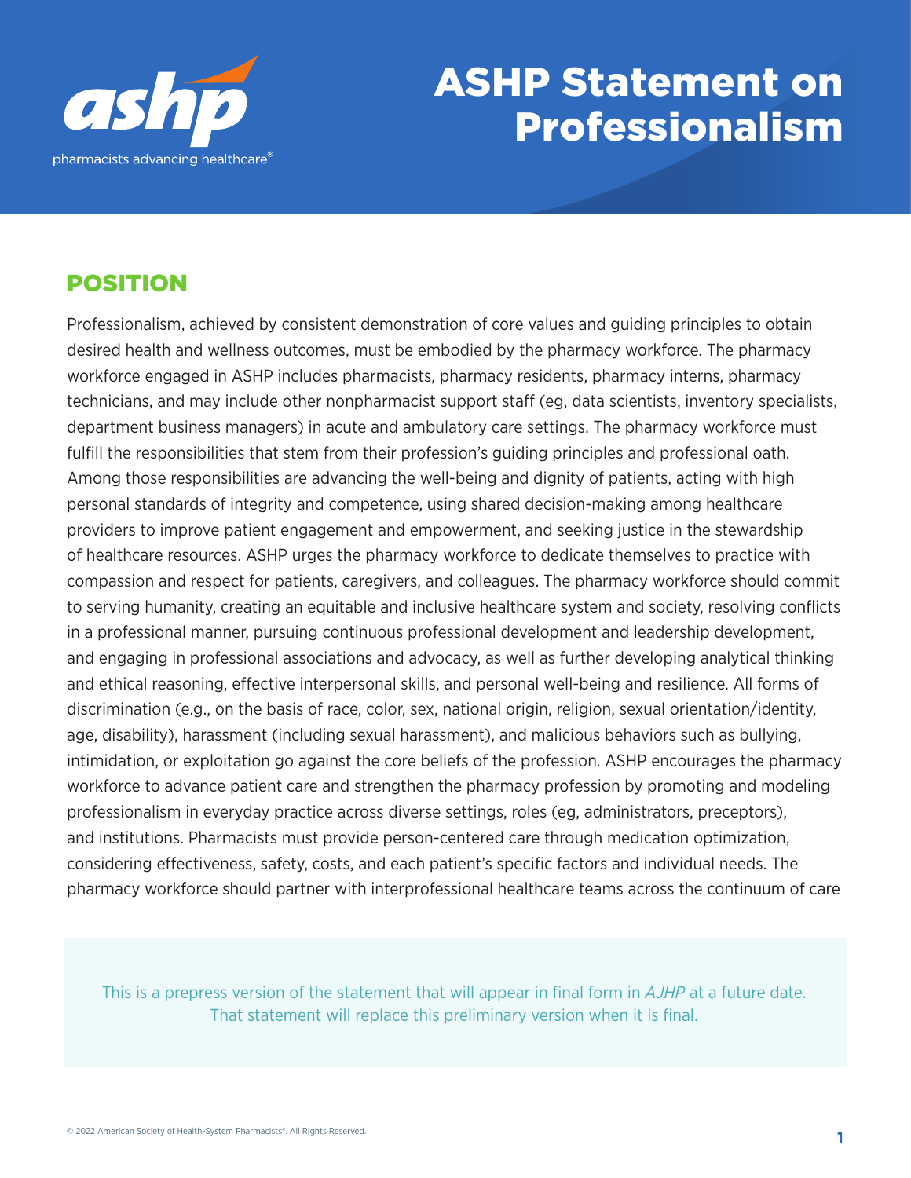# ASHP Statement on Professionalism

## POSITION

Professionalism, achieved by consistent demonstration of core values and guiding principles to obtain desired health and wellness outcomes, must be embodied by the pharmacy workforce. The pharmacy workforce engaged in ASHP includes pharmacists, pharmacy residents, pharmacy interns, pharmacy technicians, and may include other nonpharmacist support staff (eg, data scientists, inventory specialists, department business managers) in acute and ambulatory care settings. The pharmacy workforce must fulfill the responsibilities that stem from their profession's guiding principles and professional oath. Among those responsibilities are advancing the well-being and dignity of patients, acting with high personal standards of integrity and competence, using shared decision-making among healthcare providers to improve patient engagement and empowerment, and seeking justice in the stewardship of healthcare resources. ASHP urges the pharmacy workforce to dedicate themselves to practice with compassion and respect for patients, caregivers, and colleagues. The pharmacy workforce should commit to serving humanity, creating an equitable and inclusive healthcare system and society, resolving conflicts in a professional manner, pursuing continuous professional development and leadership development, and engaging in professional associations and advocacy, as well as further developing analytical thinking and ethical reasoning, effective interpersonal skills, and personal well-being and resilience. All forms of discrimination (e.g., on the basis of race, color, sex, national origin, religion, sexual orientation/identity, age, disability), harassment (including sexual harassment), and malicious behaviors such as bullying, intimidation, or exploitation go against the core beliefs of the profession. ASHP encourages the pharmacy workforce to advance patient care and strengthen the pharmacy profession by promoting and modeling professionalism in everyday practice across diverse settings, roles (eg, administrators, preceptors), and institutions. Pharmacists must provide person-centered care through medication optimization, considering effectiveness, safety, costs, and each patient's specific factors and individual needs. The pharmacy workforce should partner with interprofessional healthcare teams across the continuum of care

This is a prepress version of the statement that will appear in final form in *AJHP* at a future date. That statement will replace this preliminary version when it is final.

© 2022 American Society of Health-System Pharmacists®. All Rights Reserved.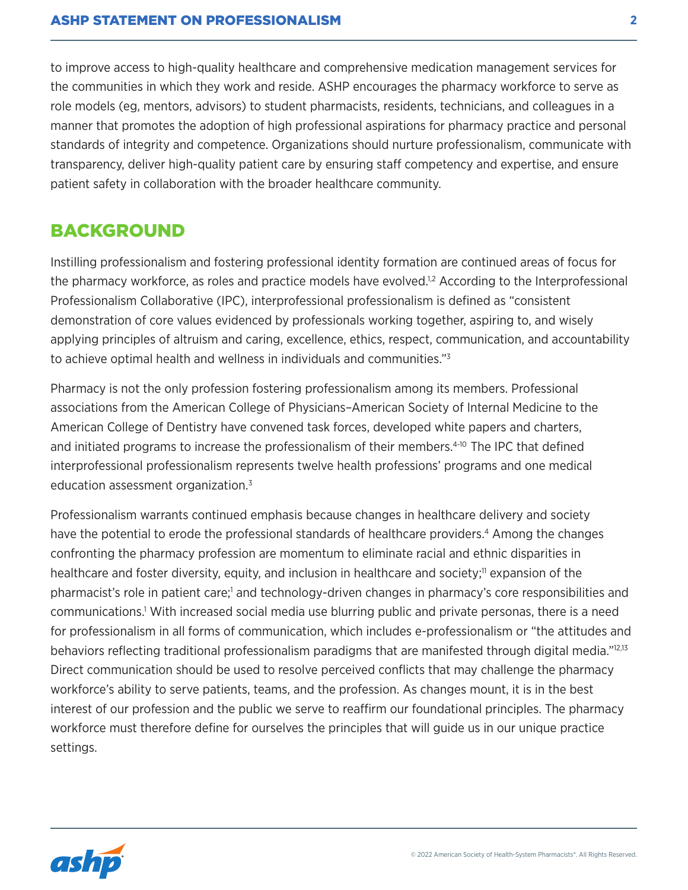to improve access to high-quality healthcare and comprehensive medication management services for the communities in which they work and reside. ASHP encourages the pharmacy workforce to serve as role models (eg, mentors, advisors) to student pharmacists, residents, technicians, and colleagues in a manner that promotes the adoption of high professional aspirations for pharmacy practice and personal standards of integrity and competence. Organizations should nurture professionalism, communicate with transparency, deliver high-quality patient care by ensuring staff competency and expertise, and ensure patient safety in collaboration with the broader healthcare community.

## BACKGROUND

Instilling professionalism and fostering professional identity formation are continued areas of focus for the pharmacy workforce, as roles and practice models have evolved.[1,2] According to the Interprofessional Professionalism Collaborative (IPC), interprofessional professionalism is defined as "consistent demonstration of core values evidenced by professionals working together, aspiring to, and wisely applying principles of altruism and caring, excellence, ethics, respect, communication, and accountability to achieve optimal health and wellness in individuals and communities."[3]

Pharmacy is not the only profession fostering professionalism among its members. Professional associations from the American College of Physicians–American Society of Internal Medicine to the American College of Dentistry have convened task forces, developed white papers and charters, and initiated programs to increase the professionalism of their members.[4-10] The IPC that defined interprofessional professionalism represents twelve health professions' programs and one medical education assessment organization.[3]

Professionalism warrants continued emphasis because changes in healthcare delivery and society have the potential to erode the professional standards of healthcare providers.[4] Among the changes confronting the pharmacy profession are momentum to eliminate racial and ethnic disparities in healthcare and foster diversity, equity, and inclusion in healthcare and society;[11] expansion of the pharmacist's role in patient care;[1] and technology-driven changes in pharmacy's core responsibilities and communications.[1] With increased social media use blurring public and private personas, there is a need for professionalism in all forms of communication, which includes e-professionalism or "the attitudes and behaviors reflecting traditional professionalism paradigms that are manifested through digital media."[12,13] Direct communication should be used to resolve perceived conflicts that may challenge the pharmacy workforce's ability to serve patients, teams, and the profession. As changes mount, it is in the best interest of our profession and the public we serve to reaffirm our foundational principles. The pharmacy workforce must therefore define for ourselves the principles that will guide us in our unique practice settings.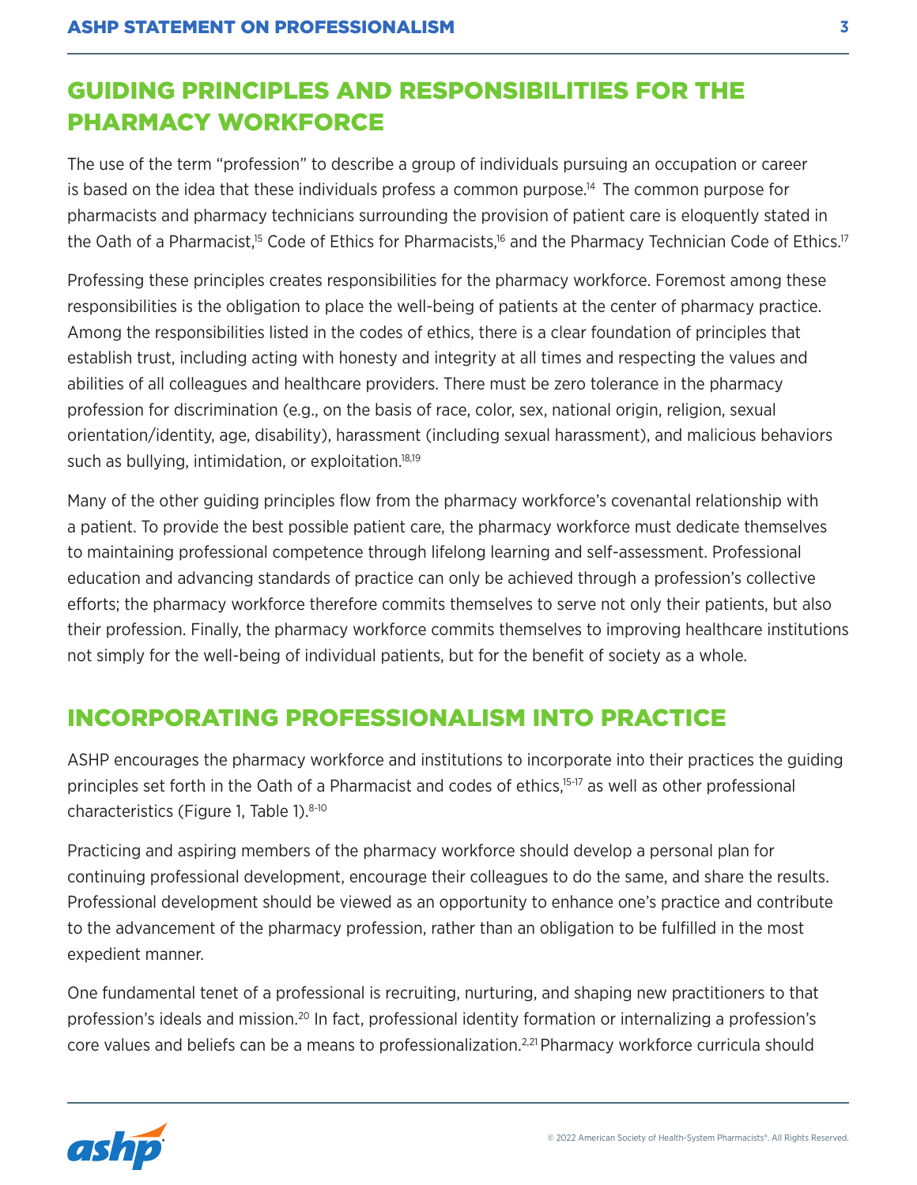## GUIDING PRINCIPLES AND RESPONSIBILITIES FOR THE PHARMACY WORKFORCE

The use of the term "profession" to describe a group of individuals pursuing an occupation or career is based on the idea that these individuals profess a common purpose.[14] The common purpose for pharmacists and pharmacy technicians surrounding the provision of patient care is eloquently stated in the Oath of a Pharmacist,[15] Code of Ethics for Pharmacists,[16] and the Pharmacy Technician Code of Ethics.[17]

Professing these principles creates responsibilities for the pharmacy workforce. Foremost among these responsibilities is the obligation to place the well-being of patients at the center of pharmacy practice. Among the responsibilities listed in the codes of ethics, there is a clear foundation of principles that establish trust, including acting with honesty and integrity at all times and respecting the values and abilities of all colleagues and healthcare providers. There must be zero tolerance in the pharmacy profession for discrimination (e.g., on the basis of race, color, sex, national origin, religion, sexual orientation/identity, age, disability), harassment (including sexual harassment), and malicious behaviors such as bullying, intimidation, or exploitation.[18,19]

Many of the other guiding principles flow from the pharmacy workforce's covenantal relationship with a patient. To provide the best possible patient care, the pharmacy workforce must dedicate themselves to maintaining professional competence through lifelong learning and self-assessment. Professional education and advancing standards of practice can only be achieved through a profession's collective efforts; the pharmacy workforce therefore commits themselves to serve not only their patients, but also their profession. Finally, the pharmacy workforce commits themselves to improving healthcare institutions not simply for the well-being of individual patients, but for the benefit of society as a whole.

## INCORPORATING PROFESSIONALISM INTO PRACTICE

ASHP encourages the pharmacy workforce and institutions to incorporate into their practices the guiding principles set forth in the Oath of a Pharmacist and codes of ethics,[15-17] as well as other professional characteristics (Figure 1, Table 1).[8-10]

Practicing and aspiring members of the pharmacy workforce should develop a personal plan for continuing professional development, encourage their colleagues to do the same, and share the results. Professional development should be viewed as an opportunity to enhance one's practice and contribute to the advancement of the pharmacy profession, rather than an obligation to be fulfilled in the most expedient manner.

One fundamental tenet of a professional is recruiting, nurturing, and shaping new practitioners to that profession's ideals and mission.[20] In fact, professional identity formation or internalizing a profession's core values and beliefs can be a means to professionalization.[2,21] Pharmacy workforce curricula should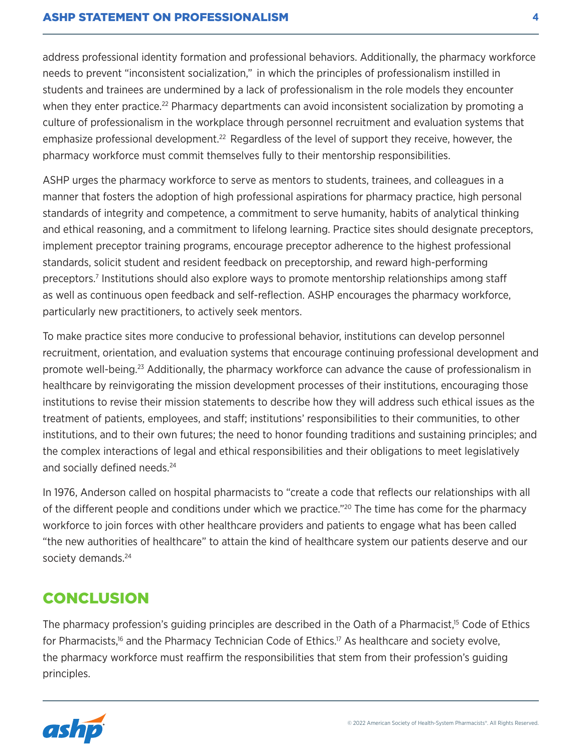address professional identity formation and professional behaviors. Additionally, the pharmacy workforce needs to prevent "inconsistent socialization," in which the principles of professionalism instilled in students and trainees are undermined by a lack of professionalism in the role models they encounter when they enter practice.[22] Pharmacy departments can avoid inconsistent socialization by promoting a culture of professionalism in the workplace through personnel recruitment and evaluation systems that emphasize professional development.[22] Regardless of the level of support they receive, however, the pharmacy workforce must commit themselves fully to their mentorship responsibilities.

ASHP urges the pharmacy workforce to serve as mentors to students, trainees, and colleagues in a manner that fosters the adoption of high professional aspirations for pharmacy practice, high personal standards of integrity and competence, a commitment to serve humanity, habits of analytical thinking and ethical reasoning, and a commitment to lifelong learning. Practice sites should designate preceptors, implement preceptor training programs, encourage preceptor adherence to the highest professional standards, solicit student and resident feedback on preceptorship, and reward high-performing preceptors.[7] Institutions should also explore ways to promote mentorship relationships among staff as well as continuous open feedback and self-reflection. ASHP encourages the pharmacy workforce, particularly new practitioners, to actively seek mentors.

To make practice sites more conducive to professional behavior, institutions can develop personnel recruitment, orientation, and evaluation systems that encourage continuing professional development and promote well-being.[23] Additionally, the pharmacy workforce can advance the cause of professionalism in healthcare by reinvigorating the mission development processes of their institutions, encouraging those institutions to revise their mission statements to describe how they will address such ethical issues as the treatment of patients, employees, and staff; institutions' responsibilities to their communities, to other institutions, and to their own futures; the need to honor founding traditions and sustaining principles; and the complex interactions of legal and ethical responsibilities and their obligations to meet legislatively and socially defined needs.[24]

In 1976, Anderson called on hospital pharmacists to "create a code that reflects our relationships with all of the different people and conditions under which we practice."[20] The time has come for the pharmacy workforce to join forces with other healthcare providers and patients to engage what has been called "the new authorities of healthcare" to attain the kind of healthcare system our patients deserve and our society demands.[24]

## CONCLUSION

The pharmacy profession's guiding principles are described in the Oath of a Pharmacist,[15] Code of Ethics for Pharmacists,[16] and the Pharmacy Technician Code of Ethics.[17] As healthcare and society evolve, the pharmacy workforce must reaffirm the responsibilities that stem from their profession's guiding principles.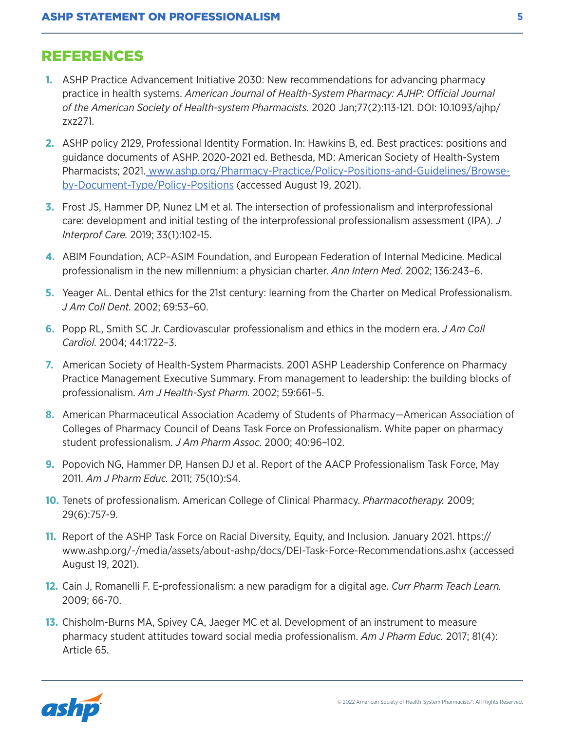## REFERENCES

1. ASHP Practice Advancement Initiative 2030: New recommendations for advancing pharmacy practice in health systems. *American Journal of Health-System Pharmacy: AJHP: Official Journal of the American Society of Health-system Pharmacists.* 2020 Jan;77(2):113-121. DOI: 10.1093/ajhp/zxz271.

2. ASHP policy 2129, Professional Identity Formation. In: Hawkins B, ed. Best practices: positions and guidance documents of ASHP. 2020-2021 ed. Bethesda, MD: American Society of Health-System Pharmacists; 2021. [www.ashp.org/Pharmacy-Practice/Policy-Positions-and-Guidelines/Browse-by-Document-Type/Policy-Positions](www.ashp.org/Pharmacy-Practice/Policy-Positions-and-Guidelines/Browse-by-Document-Type/Policy-Positions) (accessed August 19, 2021).

3. Frost JS, Hammer DP, Nunez LM et al. The intersection of professionalism and interprofessional care: development and initial testing of the interprofessional professionalism assessment (IPA). *J Interprof Care.* 2019; 33(1):102-15.

4. ABIM Foundation, ACP–ASIM Foundation, and European Federation of Internal Medicine. Medical professionalism in the new millennium: a physician charter. *Ann Intern Med*. 2002; 136:243–6.

5. Yeager AL. Dental ethics for the 21st century: learning from the Charter on Medical Professionalism. *J Am Coll Dent.* 2002; 69:53–60.

6. Popp RL, Smith SC Jr. Cardiovascular professionalism and ethics in the modern era. *J Am Coll Cardiol.* 2004; 44:1722–3.

7. American Society of Health-System Pharmacists. 2001 ASHP Leadership Conference on Pharmacy Practice Management Executive Summary. From management to leadership: the building blocks of professionalism. *Am J Health-Syst Pharm.* 2002; 59:661–5.

8. American Pharmaceutical Association Academy of Students of Pharmacy—American Association of Colleges of Pharmacy Council of Deans Task Force on Professionalism. White paper on pharmacy student professionalism. *J Am Pharm Assoc.* 2000; 40:96–102.

9. Popovich NG, Hammer DP, Hansen DJ et al. Report of the AACP Professionalism Task Force, May 2011. *Am J Pharm Educ.* 2011; 75(10):S4.

10. Tenets of professionalism. American College of Clinical Pharmacy. *Pharmacotherapy.* 2009; 29(6):757-9.

11. Report of the ASHP Task Force on Racial Diversity, Equity, and Inclusion. January 2021. https://www.ashp.org/-/media/assets/about-ashp/docs/DEI-Task-Force-Recommendations.ashx (accessed August 19, 2021).

12. Cain J, Romanelli F. E-professionalism: a new paradigm for a digital age. *Curr Pharm Teach Learn.* 2009; 66-70.

13. Chisholm-Burns MA, Spivey CA, Jaeger MC et al. Development of an instrument to measure pharmacy student attitudes toward social media professionalism. *Am J Pharm Educ.* 2017; 81(4): Article 65.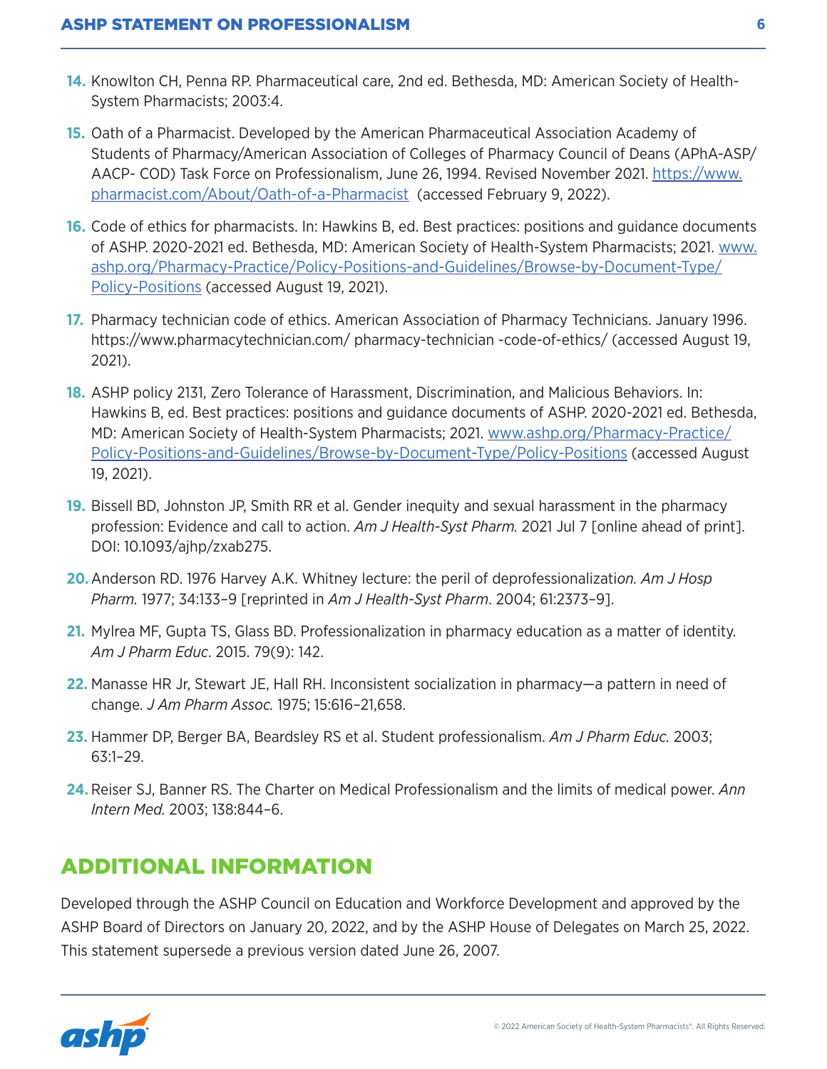14. Knowlton CH, Penna RP. Pharmaceutical care, 2nd ed. Bethesda, MD: American Society of Health-System Pharmacists; 2003:4.

15. Oath of a Pharmacist. Developed by the American Pharmaceutical Association Academy of Students of Pharmacy/American Association of Colleges of Pharmacy Council of Deans (APhA-ASP/AACP- COD) Task Force on Professionalism, June 26, 1994. Revised November 2021. [https://www.pharmacist.com/About/Oath-of-a-Pharmacist](https://www.pharmacist.com/About/Oath-of-a-Pharmacist) (accessed February 9, 2022).

16. Code of ethics for pharmacists. In: Hawkins B, ed. Best practices: positions and guidance documents of ASHP. 2020-2021 ed. Bethesda, MD: American Society of Health-System Pharmacists; 2021. [www.ashp.org/Pharmacy-Practice/Policy-Positions-and-Guidelines/Browse-by-Document-Type/Policy-Positions](www.ashp.org/Pharmacy-Practice/Policy-Positions-and-Guidelines/Browse-by-Document-Type/Policy-Positions) (accessed August 19, 2021).

17. Pharmacy technician code of ethics. American Association of Pharmacy Technicians. January 1996. https://www.pharmacytechnician.com/ pharmacy-technician -code-of-ethics/ (accessed August 19, 2021).

18. ASHP policy 2131, Zero Tolerance of Harassment, Discrimination, and Malicious Behaviors. In: Hawkins B, ed. Best practices: positions and guidance documents of ASHP. 2020-2021 ed. Bethesda, MD: American Society of Health-System Pharmacists; 2021. [www.ashp.org/Pharmacy-Practice/Policy-Positions-and-Guidelines/Browse-by-Document-Type/Policy-Positions](www.ashp.org/Pharmacy-Practice/Policy-Positions-and-Guidelines/Browse-by-Document-Type/Policy-Positions) (accessed August 19, 2021).

19. Bissell BD, Johnston JP, Smith RR et al. Gender inequity and sexual harassment in the pharmacy profession: Evidence and call to action. *Am J Health-Syst Pharm.* 2021 Jul 7 [online ahead of print]. DOI: 10.1093/ajhp/zxab275.

20. Anderson RD. 1976 Harvey A.K. Whitney lecture: the peril of deprofessionalizati*on. Am J Hosp Pharm.* 1977; 34:133–9 [reprinted in *Am J Health-Syst Pharm*. 2004; 61:2373–9].

21. Mylrea MF, Gupta TS, Glass BD. Professionalization in pharmacy education as a matter of identity. *Am J Pharm Educ*. 2015. 79(9): 142.

22. Manasse HR Jr, Stewart JE, Hall RH. Inconsistent socialization in pharmacy—a pattern in need of change. *J Am Pharm Assoc.* 1975; 15:616–21,658.

23. Hammer DP, Berger BA, Beardsley RS et al. Student professionalism. *Am J Pharm Educ.* 2003; 63:1–29.

24. Reiser SJ, Banner RS. The Charter on Medical Professionalism and the limits of medical power. *Ann Intern Med.* 2003; 138:844–6.

## ADDITIONAL INFORMATION

Developed through the ASHP Council on Education and Workforce Development and approved by the ASHP Board of Directors on January 20, 2022, and by the ASHP House of Delegates on March 25, 2022. This statement supersede a previous version dated June 26, 2007.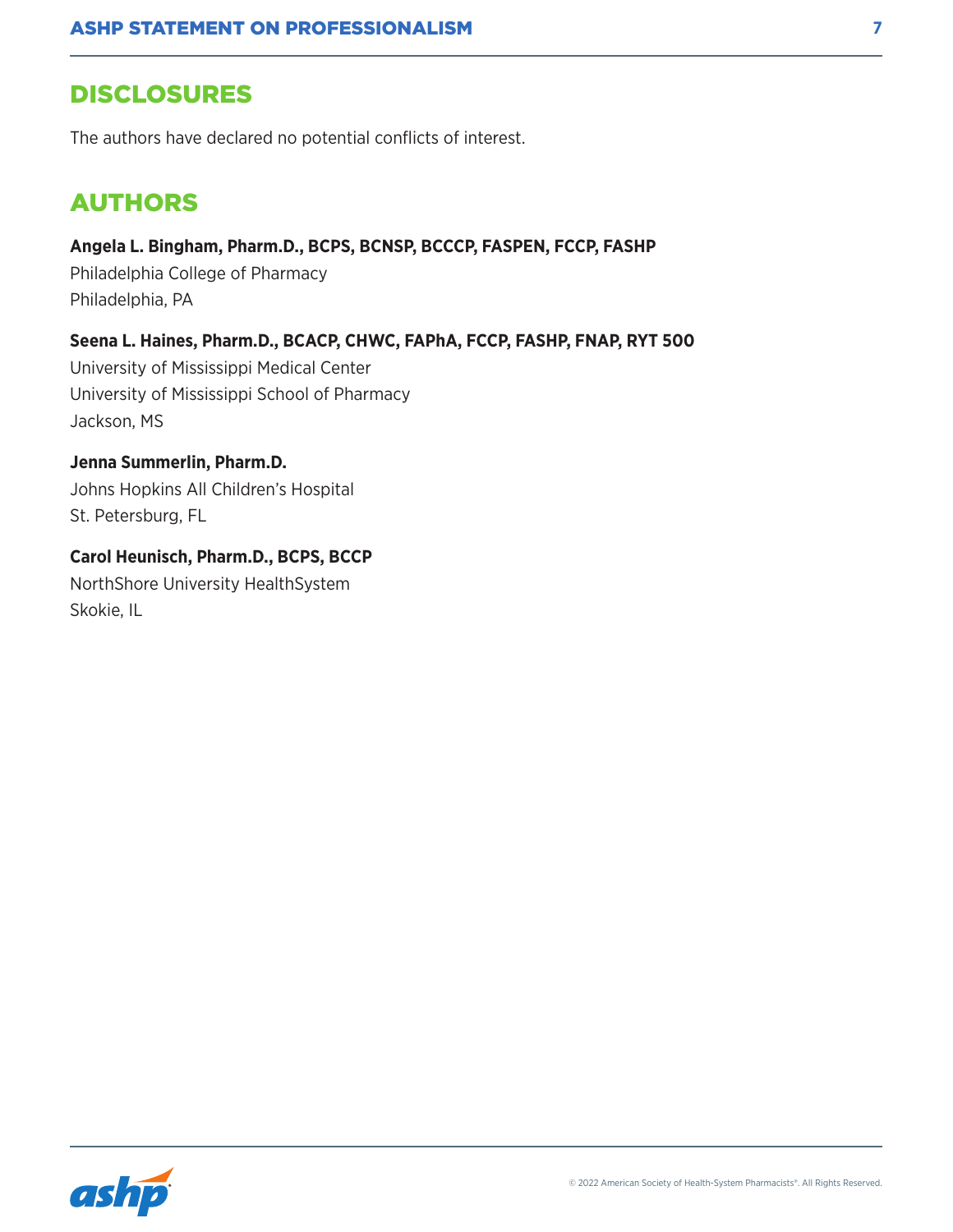## DISCLOSURES

The authors have declared no potential conflicts of interest.

## AUTHORS

**Angela L. Bingham, Pharm.D., BCPS, BCNSP, BCCCP, FASPEN, FCCP, FASHP**
Philadelphia College of Pharmacy
Philadelphia, PA

**Seena L. Haines, Pharm.D., BCACP, CHWC, FAPhA, FCCP, FASHP, FNAP, RYT 500**
University of Mississippi Medical Center
University of Mississippi School of Pharmacy
Jackson, MS

**Jenna Summerlin, Pharm.D.**
Johns Hopkins All Children's Hospital
St. Petersburg, FL

**Carol Heunisch, Pharm.D., BCPS, BCCP**
NorthShore University HealthSystem
Skokie, IL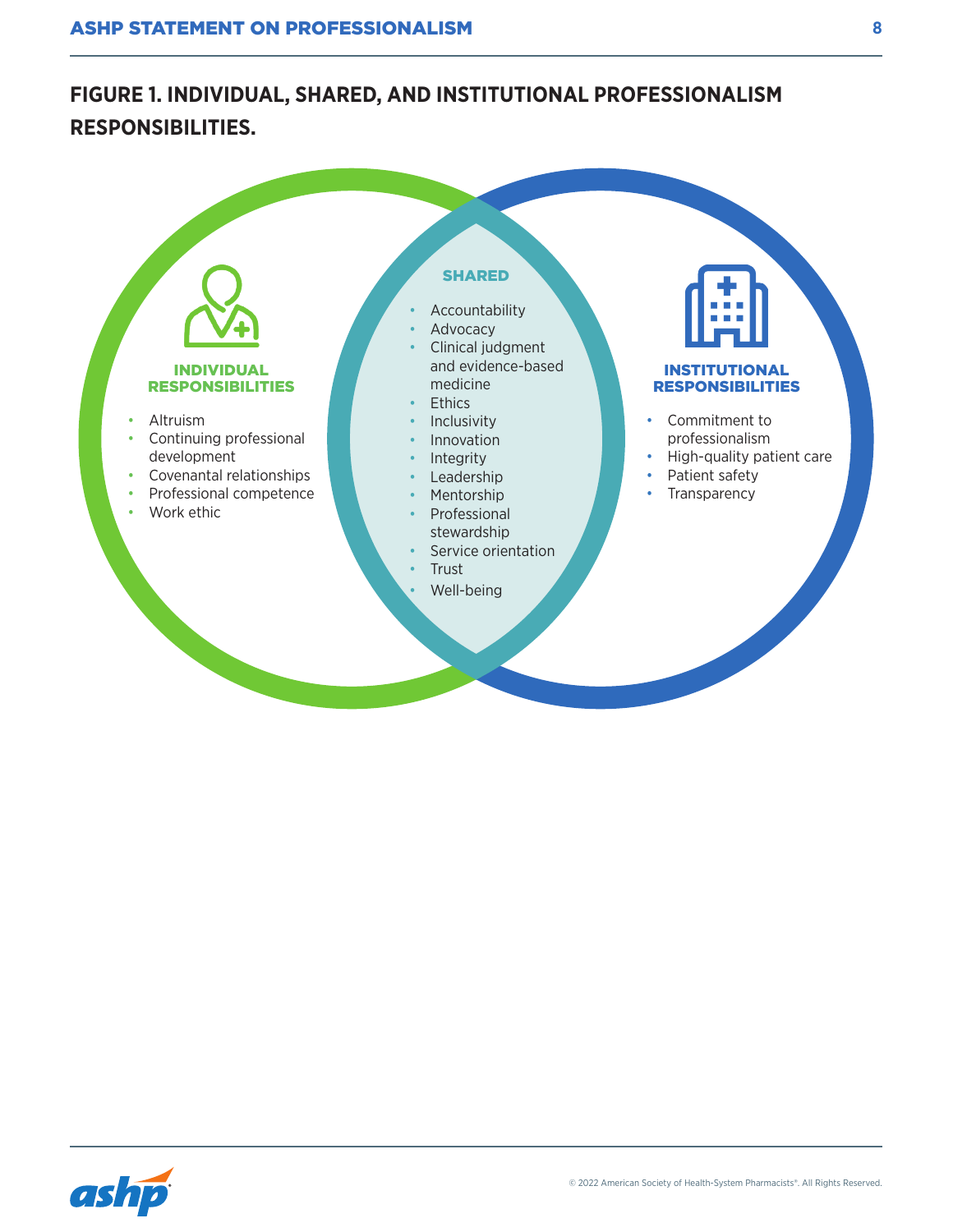## FIGURE 1. INDIVIDUAL, SHARED, AND INSTITUTIONAL PROFESSIONALISM RESPONSIBILITIES.

### INDIVIDUAL RESPONSIBILITIES

- Altruism
- Continuing professional development
- Covenantal relationships
- Professional competence
- Work ethic

### SHARED

- Accountability
- Advocacy
- Clinical judgment and evidence-based medicine
- Ethics
- Inclusivity
- Innovation
- Integrity
- Leadership
- Mentorship
- Professional stewardship
- Service orientation
- Trust
- Well-being

### INSTITUTIONAL RESPONSIBILITIES

- Commitment to professionalism
- High-quality patient care
- Patient safety
- Transparency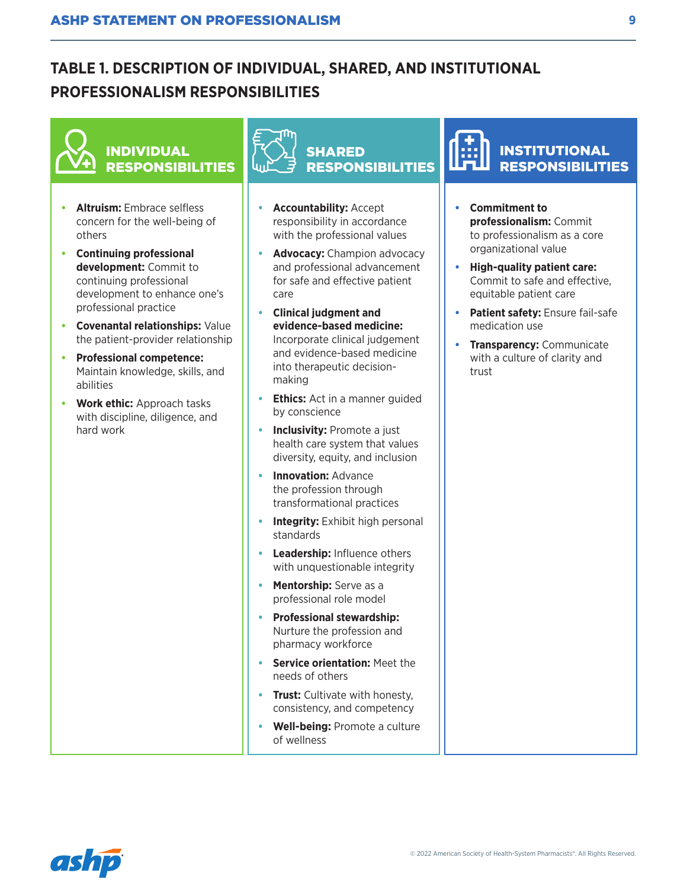## TABLE 1. DESCRIPTION OF INDIVIDUAL, SHARED, AND INSTITUTIONAL PROFESSIONALISM RESPONSIBILITIES

### INDIVIDUAL RESPONSIBILITIES

- **Altruism:** Embrace selfless concern for the well-being of others
- **Continuing professional development:** Commit to continuing professional development to enhance one's professional practice
- **Covenantal relationships:** Value the patient-provider relationship
- **Professional competence:** Maintain knowledge, skills, and abilities
- **Work ethic:** Approach tasks with discipline, diligence, and hard work

### SHARED RESPONSIBILITIES

- **Accountability:** Accept responsibility in accordance with the professional values
- **Advocacy:** Champion advocacy and professional advancement for safe and effective patient care
- **Clinical judgment and evidence-based medicine:** Incorporate clinical judgement and evidence-based medicine into therapeutic decision-making
- **Ethics:** Act in a manner guided by conscience
- **Inclusivity:** Promote a just health care system that values diversity, equity, and inclusion
- **Innovation:** Advance the profession through transformational practices
- **Integrity:** Exhibit high personal standards
- **Leadership:** Influence others with unquestionable integrity
- **Mentorship:** Serve as a professional role model
- **Professional stewardship:** Nurture the profession and pharmacy workforce
- **Service orientation:** Meet the needs of others
- **Trust:** Cultivate with honesty, consistency, and competency
- **Well-being:** Promote a culture of wellness

### INSTITUTIONAL RESPONSIBILITIES

- **Commitment to professionalism:** Commit to professionalism as a core organizational value
- **High-quality patient care:** Commit to safe and effective, equitable patient care
- **Patient safety:** Ensure fail-safe medication use
- **Transparency:** Communicate with a culture of clarity and trust